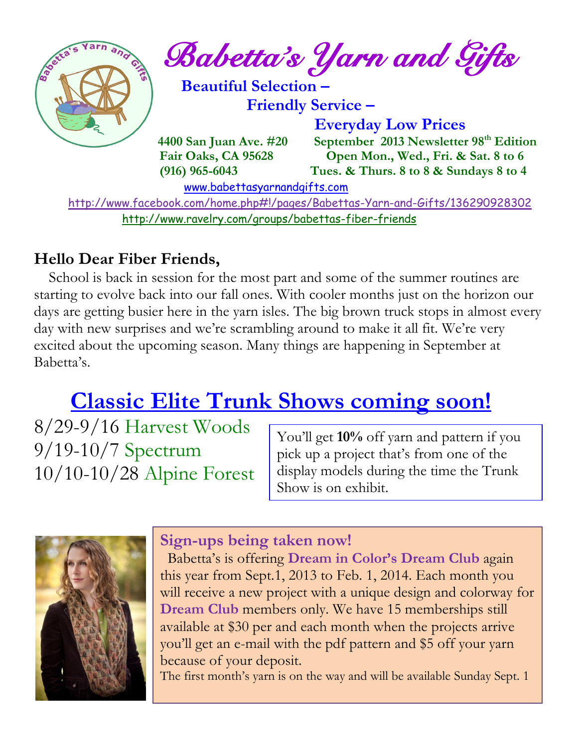# Babetta's Yarn and Gifts

**Beautiful Selection –**
**Friendly Service –**
**Everyday Low Prices**

**4400 San Juan Ave. #20**
**Fair Oaks, CA 95628**
**(916) 965-6043**

**September 2013 Newsletter 98th Edition**
**Open Mon., Wed., Fri. & Sat. 8 to 6**
**Tues. & Thurs. 8 to 8 & Sundays 8 to 4**

www.babettasyarnandgifts.com

http://www.facebook.com/home.php#!/pages/Babettas-Yarn-and-Gifts/136290928302

http://www.ravelry.com/groups/babettas-fiber-friends

**Hello Dear Fiber Friends,**

School is back in session for the most part and some of the summer routines are starting to evolve back into our fall ones. With cooler months just on the horizon our days are getting busier here in the yarn isles. The big brown truck stops in almost every day with new surprises and we're scrambling around to make it all fit. We're very excited about the upcoming season. Many things are happening in September at Babetta's.

## Classic Elite Trunk Shows coming soon!

8/29-9/16 Harvest Woods
9/19-10/7 Spectrum
10/10-10/28 Alpine Forest

You'll get **10%** off yarn and pattern if you pick up a project that's from one of the display models during the time the Trunk Show is on exhibit.

### Sign-ups being taken now!

Babetta's is offering **Dream in Color's Dream Club** again this year from Sept.1, 2013 to Feb. 1, 2014. Each month you will receive a new project with a unique design and colorway for **Dream Club** members only. We have 15 memberships still available at $30 per and each month when the projects arrive you'll get an e-mail with the pdf pattern and $5 off your yarn because of your deposit.

The first month's yarn is on the way and will be available Sunday Sept. 1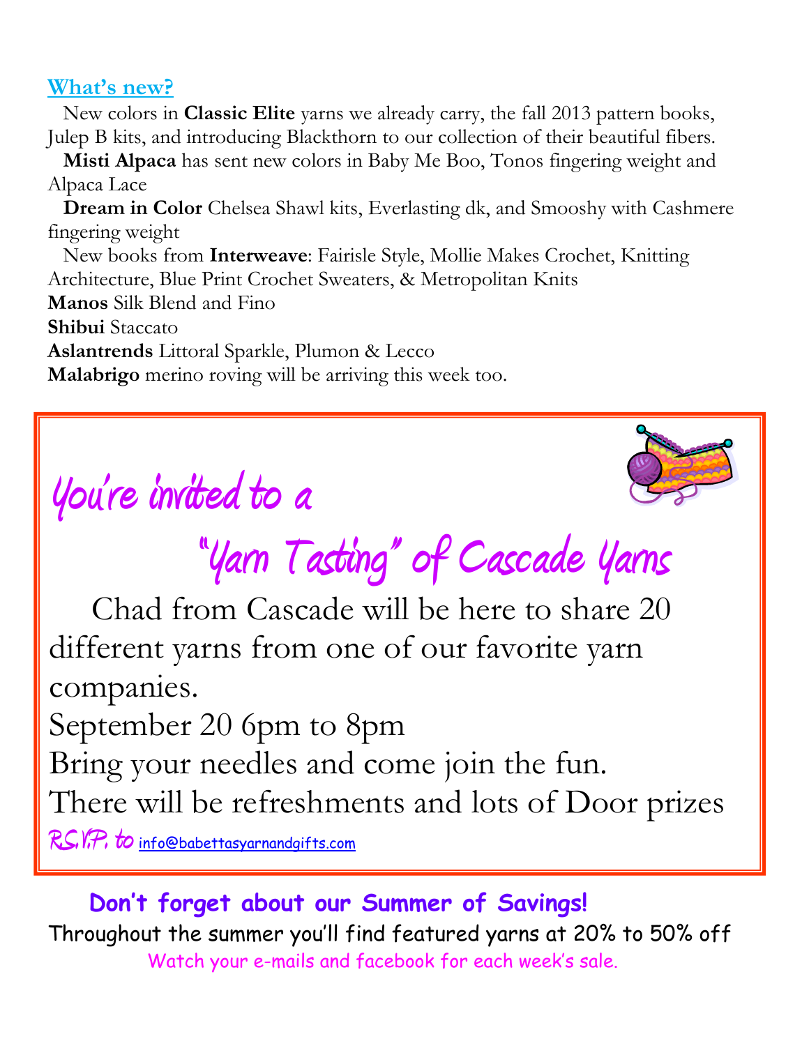## What's new?

New colors in **Classic Elite** yarns we already carry, the fall 2013 pattern books, Julep B kits, and introducing Blackthorn to our collection of their beautiful fibers.

**Misti Alpaca** has sent new colors in Baby Me Boo, Tonos fingering weight and Alpaca Lace

**Dream in Color** Chelsea Shawl kits, Everlasting dk, and Smooshy with Cashmere fingering weight

New books from **Interweave**: Fairisle Style, Mollie Makes Crochet, Knitting Architecture, Blue Print Crochet Sweaters, & Metropolitan Knits

**Manos** Silk Blend and Fino

**Shibui** Staccato

**Aslantrends** Littoral Sparkle, Plumon & Lecco

**Malabrigo** merino roving will be arriving this week too.

---

## You're invited to a

## "Yarn Tasting" of Cascade Yarns

Chad from Cascade will be here to share 20 different yarns from one of our favorite yarn companies.

September 20 6pm to 8pm

Bring your needles and come join the fun.

There will be refreshments and lots of Door prizes

R.S.V.P. to info@babettasyarnandgifts.com

---

**Don't forget about our Summer of Savings!**

Throughout the summer you'll find featured yarns at 20% to 50% off

Watch your e-mails and facebook for each week's sale.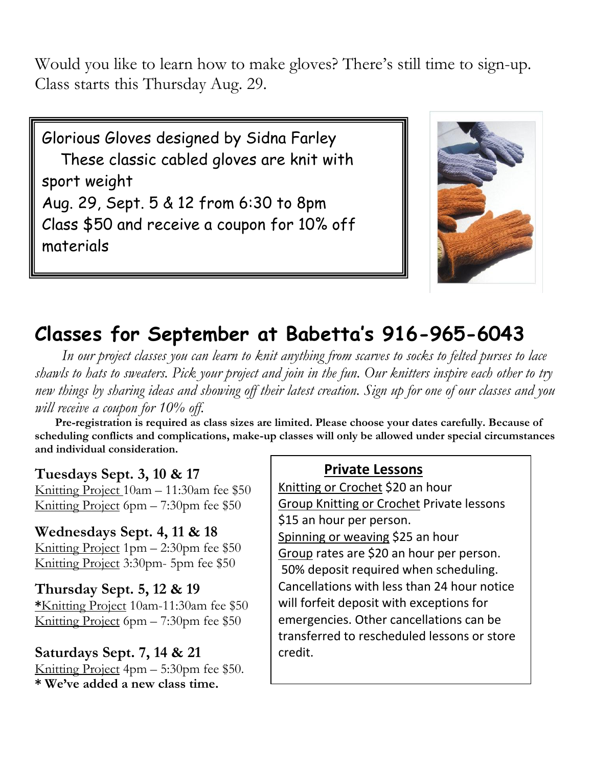Would you like to learn how to make gloves? There's still time to sign-up. Class starts this Thursday Aug. 29.

Glorious Gloves designed by Sidna Farley
These classic cabled gloves are knit with sport weight
Aug. 29, Sept. 5 & 12 from 6:30 to 8pm
Class $50 and receive a coupon for 10% off materials

## Classes for September at Babetta's 916-965-6043

*In our project classes you can learn to knit anything from scarves to socks to felted purses to lace shawls to hats to sweaters. Pick your project and join in the fun. Our knitters inspire each other to try new things by sharing ideas and showing off their latest creation. Sign up for one of our classes and you will receive a coupon for 10% off.*

**Pre-registration is required as class sizes are limited. Please choose your dates carefully. Because of scheduling conflicts and complications, make-up classes will only be allowed under special circumstances and individual consideration.**

**Tuesdays Sept. 3, 10 & 17**
Knitting Project 10am – 11:30am fee $50
Knitting Project 6pm – 7:30pm fee $50

**Wednesdays Sept. 4, 11 & 18**
Knitting Project 1pm – 2:30pm fee $50
Knitting Project 3:30pm- 5pm fee $50

**Thursday Sept. 5, 12 & 19**
*Knitting Project 10am-11:30am fee $50
Knitting Project 6pm – 7:30pm fee $50

**Saturdays Sept. 7, 14 & 21**
Knitting Project 4pm – 5:30pm fee $50.
**\* We've added a new class time.**

**Private Lessons**

Knitting or Crochet $20 an hour
Group Knitting or Crochet Private lessons $15 an hour per person.
Spinning or weaving $25 an hour
Group rates are $20 an hour per person.
50% deposit required when scheduling. Cancellations with less than 24 hour notice will forfeit deposit with exceptions for emergencies. Other cancellations can be transferred to rescheduled lessons or store credit.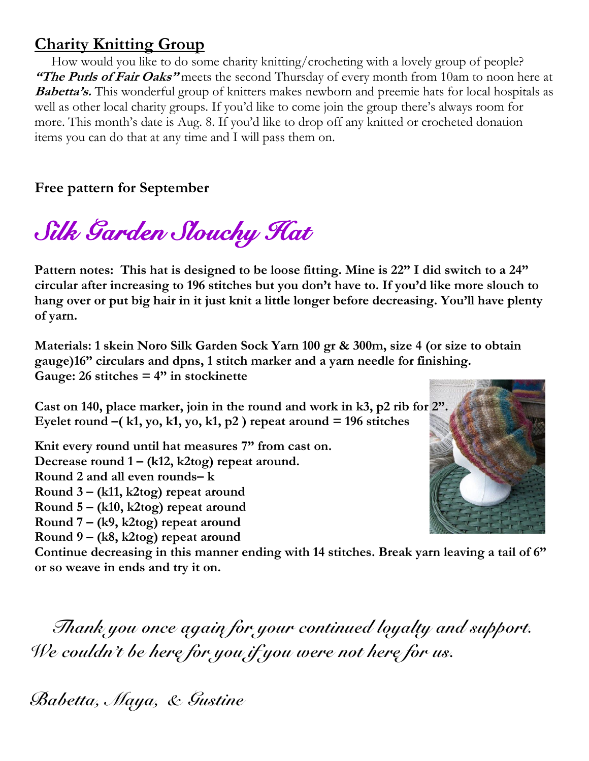## Charity Knitting Group

How would you like to do some charity knitting/crocheting with a lovely group of people? ***"The Purls of Fair Oaks"*** meets the second Thursday of every month from 10am to noon here at ***Babetta's.*** This wonderful group of knitters makes newborn and preemie hats for local hospitals as well as other local charity groups. If you'd like to come join the group there's always room for more. This month's date is Aug. 8. If you'd like to drop off any knitted or crocheted donation items you can do that at any time and I will pass them on.

**Free pattern for September**

# *Silk Garden Slouchy Hat*

**Pattern notes: This hat is designed to be loose fitting. Mine is 22" I did switch to a 24" circular after increasing to 196 stitches but you don't have to. If you'd like more slouch to hang over or put big hair in it just knit a little longer before decreasing. You'll have plenty of yarn.**

**Materials: 1 skein Noro Silk Garden Sock Yarn 100 gr & 300m, size 4 (or size to obtain gauge)16" circulars and dpns, 1 stitch marker and a yarn needle for finishing.**
**Gauge: 26 stitches = 4" in stockinette**

**Cast on 140, place marker, join in the round and work in k3, p2 rib for 2".**
**Eyelet round –( k1, yo, k1, yo, k1, p2 ) repeat around = 196 stitches**

**Knit every round until hat measures 7" from cast on.**
**Decrease round 1 – (k12, k2tog) repeat around.**
**Round 2 and all even rounds– k**
**Round 3 – (k11, k2tog) repeat around**
**Round 5 – (k10, k2tog) repeat around**
**Round 7 – (k9, k2tog) repeat around**
**Round 9 – (k8, k2tog) repeat around**
**Continue decreasing in this manner ending with 14 stitches. Break yarn leaving a tail of 6" or so weave in ends and try it on.**

*Thank you once again for your continued loyalty and support. We couldn't be here for you if you were not here for us.*

*Babetta, Maya, & Gustine*